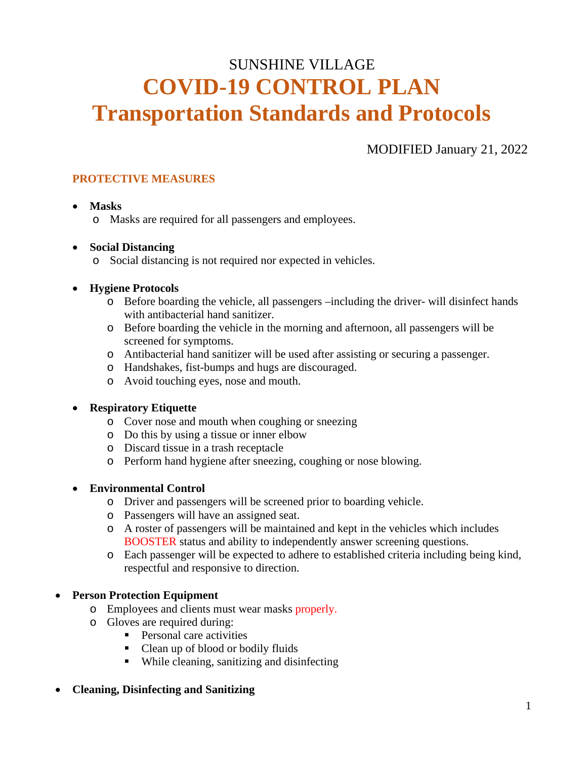SUNSHINE VILLAGE

# COVID-19 CONTROL PLAN
# Transportation Standards and Protocols

MODIFIED January 21, 2022

## PROTECTIVE MEASURES

- **Masks**
  - Masks are required for all passengers and employees.

- **Social Distancing**
  - Social distancing is not required nor expected in vehicles.

- **Hygiene Protocols**
  - Before boarding the vehicle, all passengers –including the driver- will disinfect hands with antibacterial hand sanitizer.
  - Before boarding the vehicle in the morning and afternoon, all passengers will be screened for symptoms.
  - Antibacterial hand sanitizer will be used after assisting or securing a passenger.
  - Handshakes, fist-bumps and hugs are discouraged.
  - Avoid touching eyes, nose and mouth.

- **Respiratory Etiquette**
  - Cover nose and mouth when coughing or sneezing
  - Do this by using a tissue or inner elbow
  - Discard tissue in a trash receptacle
  - Perform hand hygiene after sneezing, coughing or nose blowing.

- **Environmental Control**
  - Driver and passengers will be screened prior to boarding vehicle.
  - Passengers will have an assigned seat.
  - A roster of passengers will be maintained and kept in the vehicles which includes BOOSTER status and ability to independently answer screening questions.
  - Each passenger will be expected to adhere to established criteria including being kind, respectful and responsive to direction.

- **Person Protection Equipment**
  - Employees and clients must wear masks properly.
  - Gloves are required during:
    - Personal care activities
    - Clean up of blood or bodily fluids
    - While cleaning, sanitizing and disinfecting

- **Cleaning, Disinfecting and Sanitizing**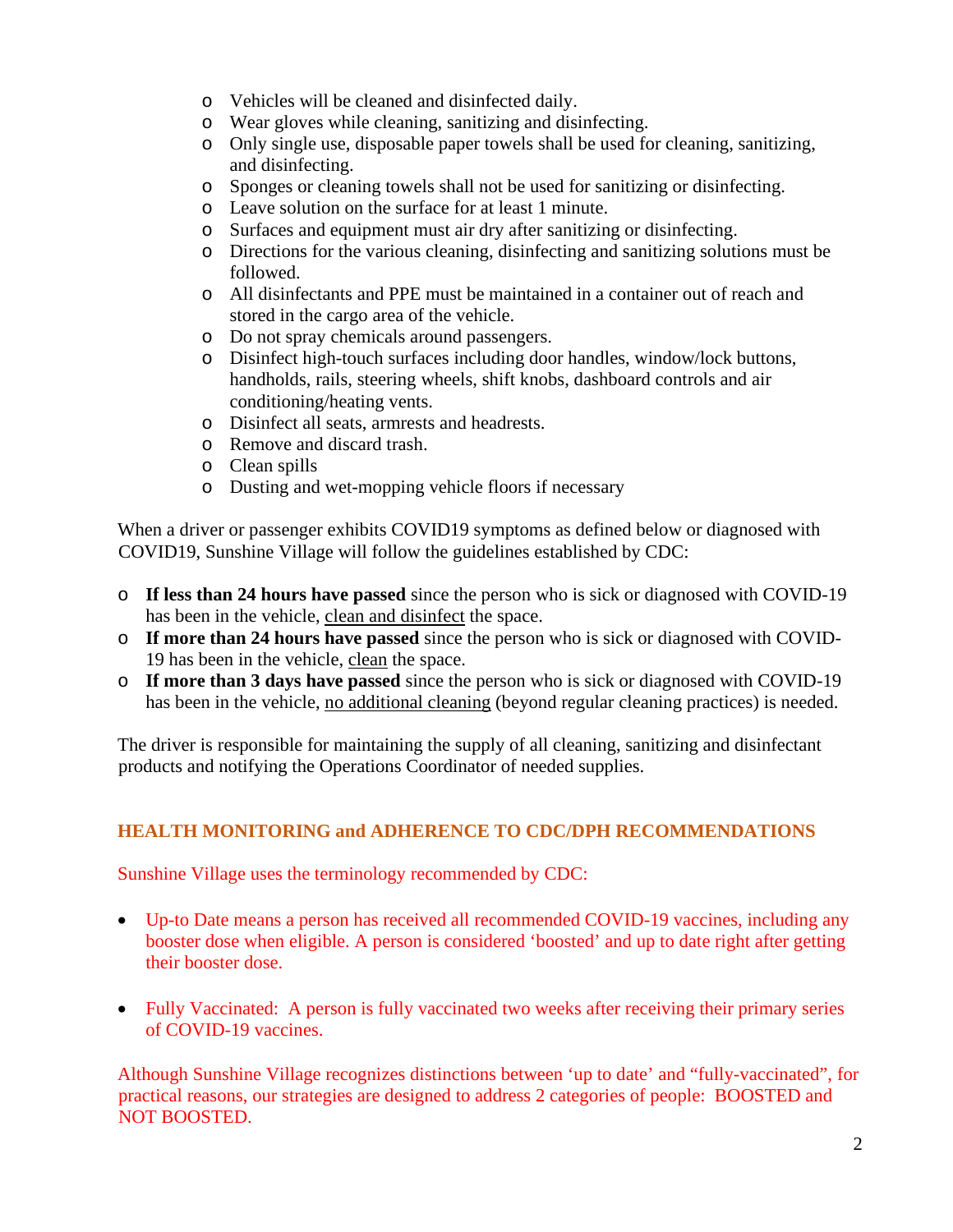- Vehicles will be cleaned and disinfected daily.
- Wear gloves while cleaning, sanitizing and disinfecting.
- Only single use, disposable paper towels shall be used for cleaning, sanitizing, and disinfecting.
- Sponges or cleaning towels shall not be used for sanitizing or disinfecting.
- Leave solution on the surface for at least 1 minute.
- Surfaces and equipment must air dry after sanitizing or disinfecting.
- Directions for the various cleaning, disinfecting and sanitizing solutions must be followed.
- All disinfectants and PPE must be maintained in a container out of reach and stored in the cargo area of the vehicle.
- Do not spray chemicals around passengers.
- Disinfect high-touch surfaces including door handles, window/lock buttons, handholds, rails, steering wheels, shift knobs, dashboard controls and air conditioning/heating vents.
- Disinfect all seats, armrests and headrests.
- Remove and discard trash.
- Clean spills
- Dusting and wet-mopping vehicle floors if necessary

When a driver or passenger exhibits COVID19 symptoms as defined below or diagnosed with COVID19, Sunshine Village will follow the guidelines established by CDC:

- **If less than 24 hours have passed** since the person who is sick or diagnosed with COVID-19 has been in the vehicle, clean and disinfect the space.
- **If more than 24 hours have passed** since the person who is sick or diagnosed with COVID-19 has been in the vehicle, clean the space.
- **If more than 3 days have passed** since the person who is sick or diagnosed with COVID-19 has been in the vehicle, no additional cleaning (beyond regular cleaning practices) is needed.

The driver is responsible for maintaining the supply of all cleaning, sanitizing and disinfectant products and notifying the Operations Coordinator of needed supplies.

## HEALTH MONITORING and ADHERENCE TO CDC/DPH RECOMMENDATIONS

Sunshine Village uses the terminology recommended by CDC:

- Up-to Date means a person has received all recommended COVID-19 vaccines, including any booster dose when eligible. A person is considered 'boosted' and up to date right after getting their booster dose.

- Fully Vaccinated: A person is fully vaccinated two weeks after receiving their primary series of COVID-19 vaccines.

Although Sunshine Village recognizes distinctions between 'up to date' and "fully-vaccinated", for practical reasons, our strategies are designed to address 2 categories of people: BOOSTED and NOT BOOSTED.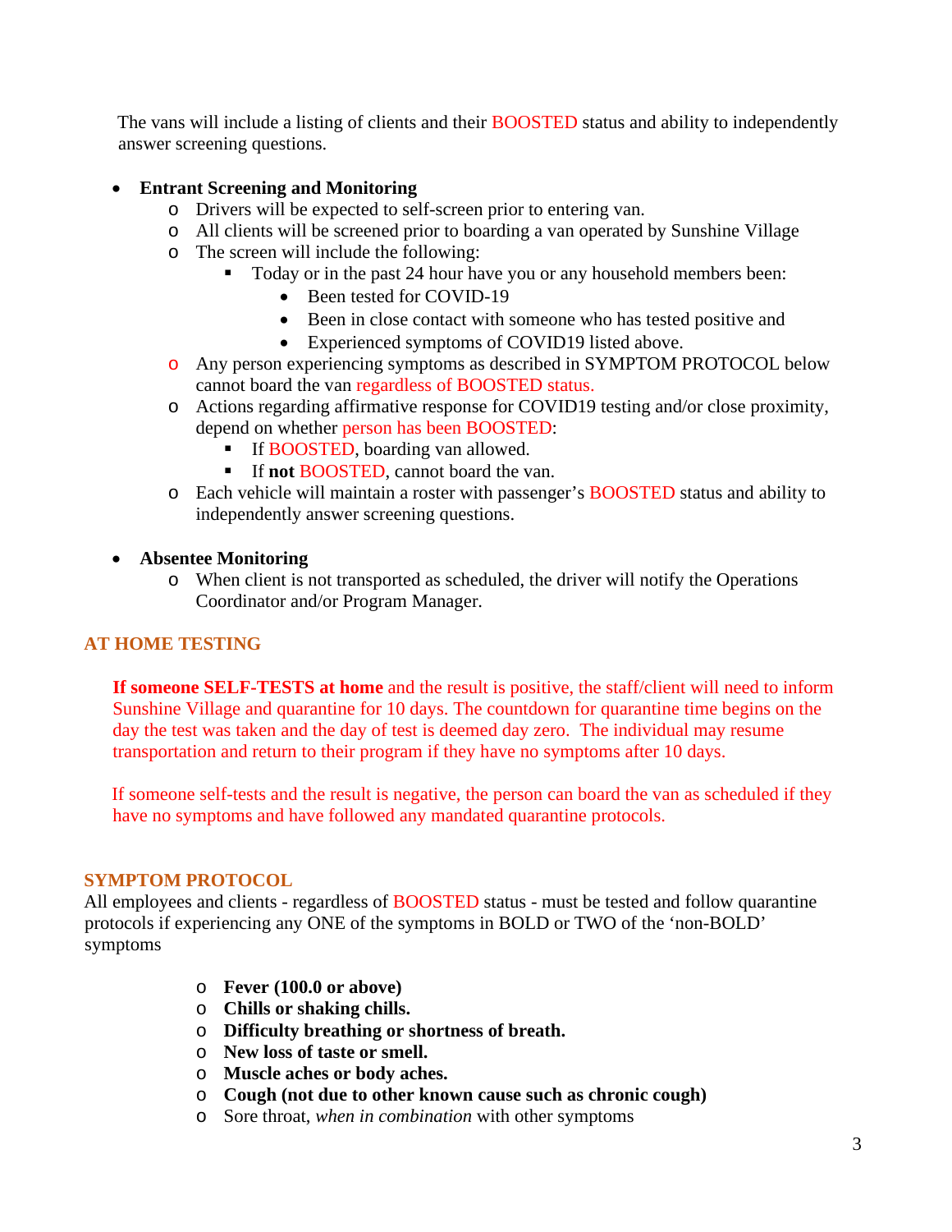The vans will include a listing of clients and their BOOSTED status and ability to independently answer screening questions.

- **Entrant Screening and Monitoring**
  - Drivers will be expected to self-screen prior to entering van.
  - All clients will be screened prior to boarding a van operated by Sunshine Village
  - The screen will include the following:
    - Today or in the past 24 hour have you or any household members been:
      - Been tested for COVID-19
      - Been in close contact with someone who has tested positive and
      - Experienced symptoms of COVID19 listed above.
  - Any person experiencing symptoms as described in SYMPTOM PROTOCOL below cannot board the van regardless of BOOSTED status.
  - Actions regarding affirmative response for COVID19 testing and/or close proximity, depend on whether person has been BOOSTED:
    - If BOOSTED, boarding van allowed.
    - If **not** BOOSTED, cannot board the van.
  - Each vehicle will maintain a roster with passenger's BOOSTED status and ability to independently answer screening questions.

- **Absentee Monitoring**
  - When client is not transported as scheduled, the driver will notify the Operations Coordinator and/or Program Manager.

## AT HOME TESTING

**If someone SELF-TESTS at home** and the result is positive, the staff/client will need to inform Sunshine Village and quarantine for 10 days. The countdown for quarantine time begins on the day the test was taken and the day of test is deemed day zero. The individual may resume transportation and return to their program if they have no symptoms after 10 days.

If someone self-tests and the result is negative, the person can board the van as scheduled if they have no symptoms and have followed any mandated quarantine protocols.

## SYMPTOM PROTOCOL

All employees and clients - regardless of BOOSTED status - must be tested and follow quarantine protocols if experiencing any ONE of the symptoms in BOLD or TWO of the 'non-BOLD' symptoms

- **Fever (100.0 or above)**
- **Chills or shaking chills.**
- **Difficulty breathing or shortness of breath.**
- **New loss of taste or smell.**
- **Muscle aches or body aches.**
- **Cough (not due to other known cause such as chronic cough)**
- Sore throat, *when in combination* with other symptoms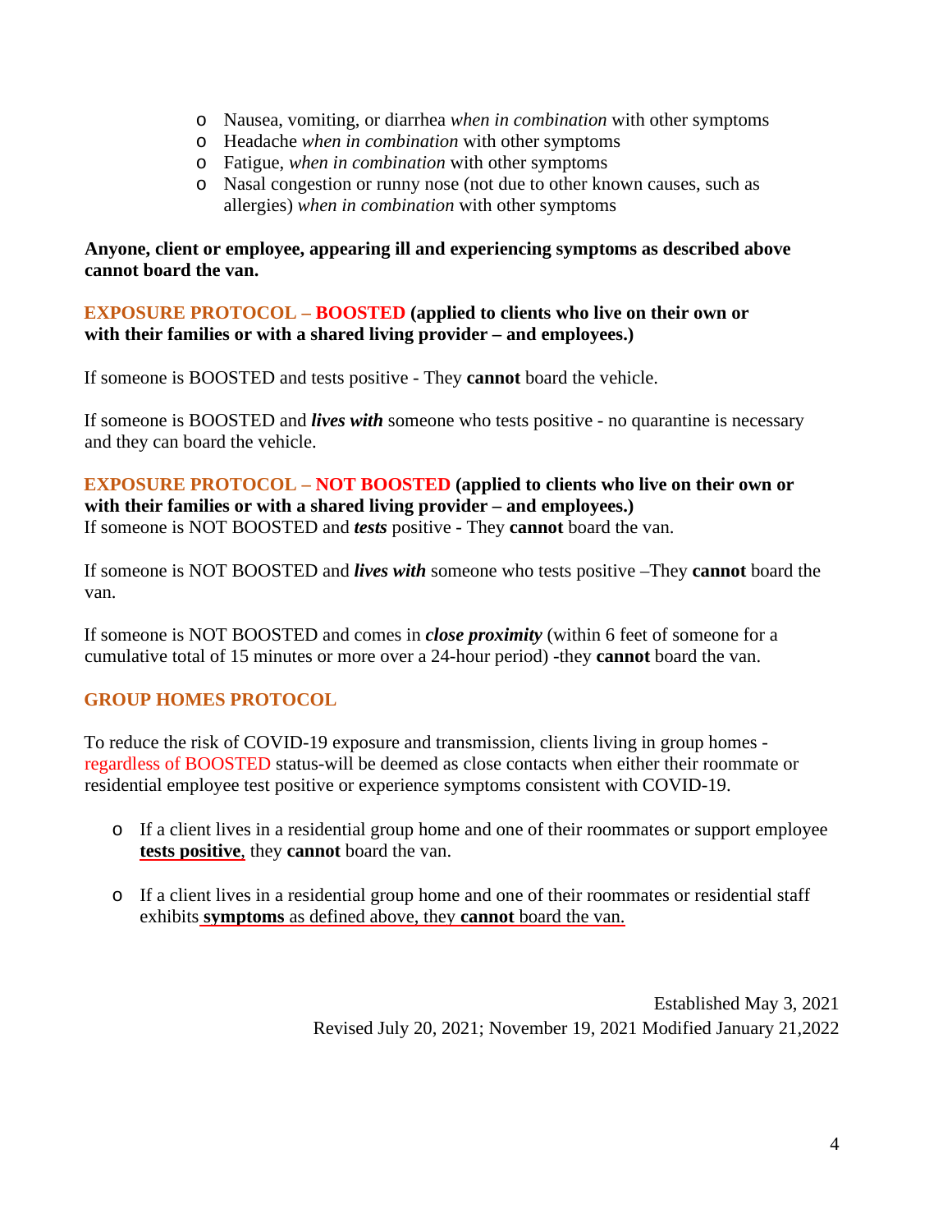- Nausea, vomiting, or diarrhea *when in combination* with other symptoms
- Headache *when in combination* with other symptoms
- Fatigue, *when in combination* with other symptoms
- Nasal congestion or runny nose (not due to other known causes, such as allergies) *when in combination* with other symptoms

**Anyone, client or employee, appearing ill and experiencing symptoms as described above cannot board the van.**

**EXPOSURE PROTOCOL – BOOSTED (applied to clients who live on their own or with their families or with a shared living provider – and employees.)**

If someone is BOOSTED and tests positive - They **cannot** board the vehicle.

If someone is BOOSTED and ***lives with*** someone who tests positive - no quarantine is necessary and they can board the vehicle.

**EXPOSURE PROTOCOL – NOT BOOSTED (applied to clients who live on their own or with their families or with a shared living provider – and employees.)**

If someone is NOT BOOSTED and ***tests*** positive - They **cannot** board the van.

If someone is NOT BOOSTED and ***lives with*** someone who tests positive –They **cannot** board the van.

If someone is NOT BOOSTED and comes in ***close proximity*** (within 6 feet of someone for a cumulative total of 15 minutes or more over a 24-hour period) -they **cannot** board the van.

**GROUP HOMES PROTOCOL**

To reduce the risk of COVID-19 exposure and transmission, clients living in group homes - regardless of BOOSTED status-will be deemed as close contacts when either their roommate or residential employee test positive or experience symptoms consistent with COVID-19.

- If a client lives in a residential group home and one of their roommates or support employee **tests positive**, they **cannot** board the van.

- If a client lives in a residential group home and one of their roommates or residential staff exhibits **symptoms** as defined above, they **cannot** board the van.

Established May 3, 2021
Revised July 20, 2021; November 19, 2021 Modified January 21,2022